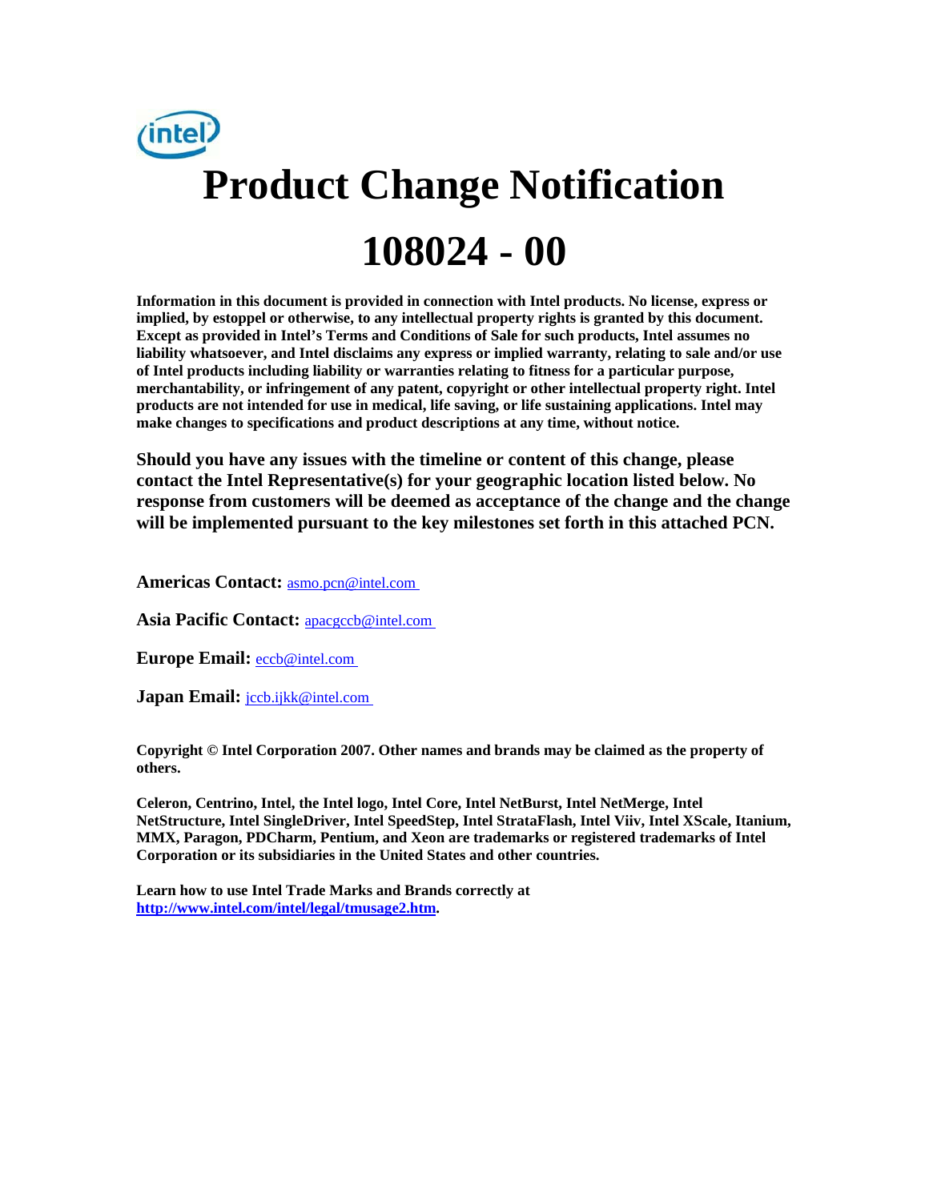# Product Change Notification

# 108024 - 00

**Information in this document is provided in connection with Intel products. No license, express or implied, by estoppel or otherwise, to any intellectual property rights is granted by this document. Except as provided in Intel's Terms and Conditions of Sale for such products, Intel assumes no liability whatsoever, and Intel disclaims any express or implied warranty, relating to sale and/or use of Intel products including liability or warranties relating to fitness for a particular purpose, merchantability, or infringement of any patent, copyright or other intellectual property right. Intel products are not intended for use in medical, life saving, or life sustaining applications. Intel may make changes to specifications and product descriptions at any time, without notice.**

**Should you have any issues with the timeline or content of this change, please contact the Intel Representative(s) for your geographic location listed below. No response from customers will be deemed as acceptance of the change and the change will be implemented pursuant to the key milestones set forth in this attached PCN.**

**Americas Contact:** asmo.pcn@intel.com

**Asia Pacific Contact:** apacgccb@intel.com

**Europe Email:** eccb@intel.com

**Japan Email:** jccb.ijkk@intel.com

**Copyright © Intel Corporation 2007. Other names and brands may be claimed as the property of others.**

**Celeron, Centrino, Intel, the Intel logo, Intel Core, Intel NetBurst, Intel NetMerge, Intel NetStructure, Intel SingleDriver, Intel SpeedStep, Intel StrataFlash, Intel Viiv, Intel XScale, Itanium, MMX, Paragon, PDCharm, Pentium, and Xeon are trademarks or registered trademarks of Intel Corporation or its subsidiaries in the United States and other countries.**

**Learn how to use Intel Trade Marks and Brands correctly at http://www.intel.com/intel/legal/tmusage2.htm.**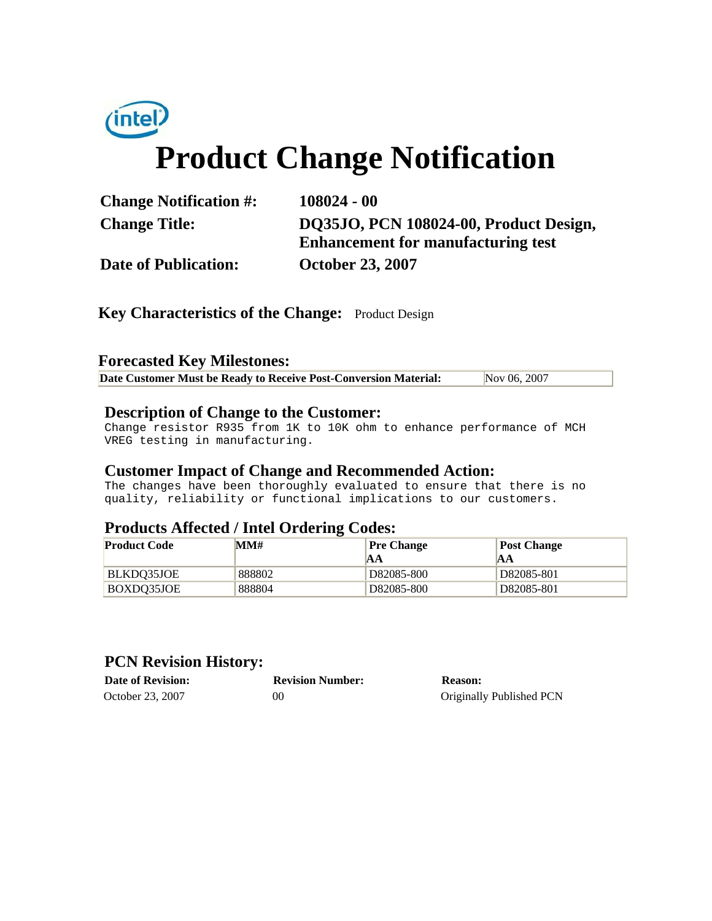intel

# Product Change Notification

**Change Notification #:** 108024 - 00

**Change Title:** DQ35JO, PCN 108024-00, Product Design, Enhancement for manufacturing test

**Date of Publication:** October 23, 2007

**Key Characteristics of the Change:** Product Design

## Forecasted Key Milestones:

| Date Customer Must be Ready to Receive Post-Conversion Material: | Nov 06, 2007 |
|---|---|

## Description of Change to the Customer:

Change resistor R935 from 1K to 10K ohm to enhance performance of MCH VREG testing in manufacturing.

## Customer Impact of Change and Recommended Action:

The changes have been thoroughly evaluated to ensure that there is no quality, reliability or functional implications to our customers.

## Products Affected / Intel Ordering Codes:

| Product Code | MM# | Pre Change AA | Post Change AA |
|---|---|---|---|
| BLKDQ35JOE | 888802 | D82085-800 | D82085-801 |
| BOXDQ35JOE | 888804 | D82085-800 | D82085-801 |

## PCN Revision History:

| Date of Revision: | Revision Number: | Reason: |
|---|---|---|
| October 23, 2007 | 00 | Originally Published PCN |